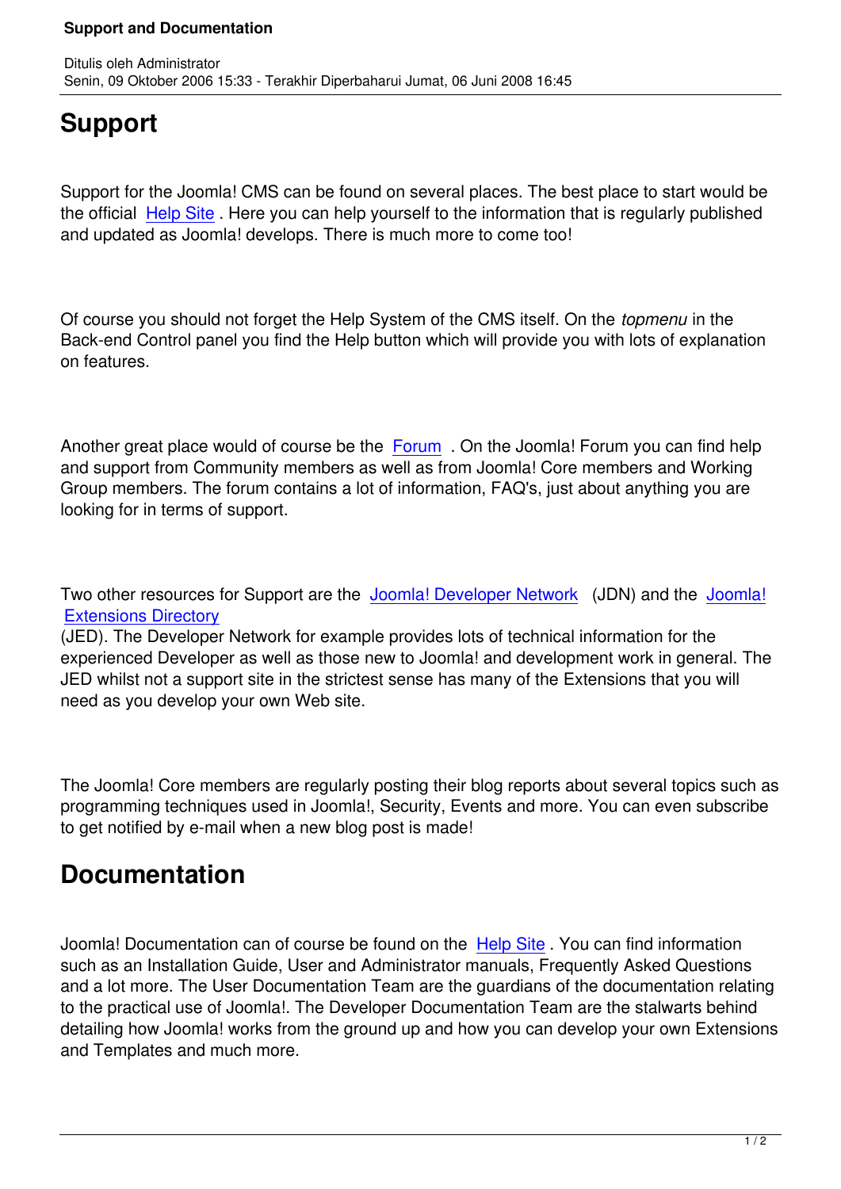Ditulis oleh Administrator
Senin, 09 Oktober 2006 15:33 - Terakhir Diperbaharui Jumat, 06 Juni 2008 16:45

# Support

Support for the Joomla! CMS can be found on several places. The best place to start would be the official Help Site . Here you can help yourself to the information that is regularly published and updated as Joomla! develops. There is much more to come too!

Of course you should not forget the Help System of the CMS itself. On the *topmenu* in the Back-end Control panel you find the Help button which will provide you with lots of explanation on features.

Another great place would of course be the Forum . On the Joomla! Forum you can find help and support from Community members as well as from Joomla! Core members and Working Group members. The forum contains a lot of information, FAQ's, just about anything you are looking for in terms of support.

Two other resources for Support are the Joomla! Developer Network (JDN) and the Joomla! Extensions Directory (JED). The Developer Network for example provides lots of technical information for the experienced Developer as well as those new to Joomla! and development work in general. The JED whilst not a support site in the strictest sense has many of the Extensions that you will need as you develop your own Web site.

The Joomla! Core members are regularly posting their blog reports about several topics such as programming techniques used in Joomla!, Security, Events and more. You can even subscribe to get notified by e-mail when a new blog post is made!

# Documentation

Joomla! Documentation can of course be found on the Help Site . You can find information such as an Installation Guide, User and Administrator manuals, Frequently Asked Questions and a lot more. The User Documentation Team are the guardians of the documentation relating to the practical use of Joomla!. The Developer Documentation Team are the stalwarts behind detailing how Joomla! works from the ground up and how you can develop your own Extensions and Templates and much more.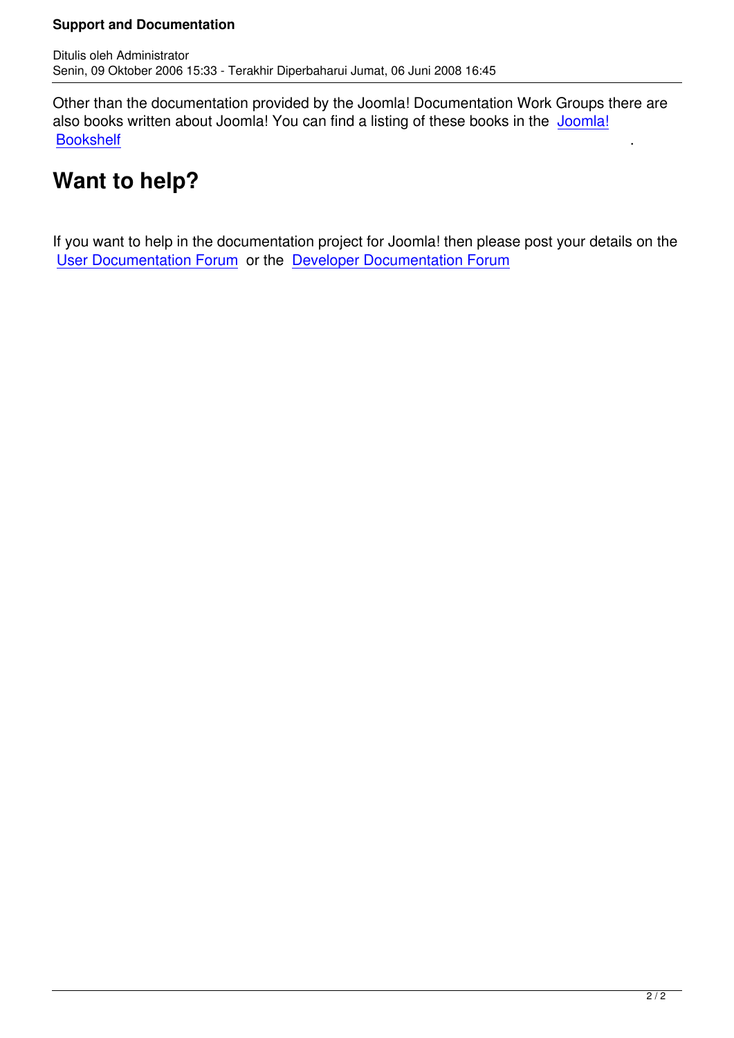Other than the documentation provided by the Joomla! Documentation Work Groups there are also books written about Joomla! You can find a listing of these books in the Joomla! Bookshelf .

## Want to help?

If you want to help in the documentation project for Joomla! then please post your details on the User Documentation Forum or the Developer Documentation Forum